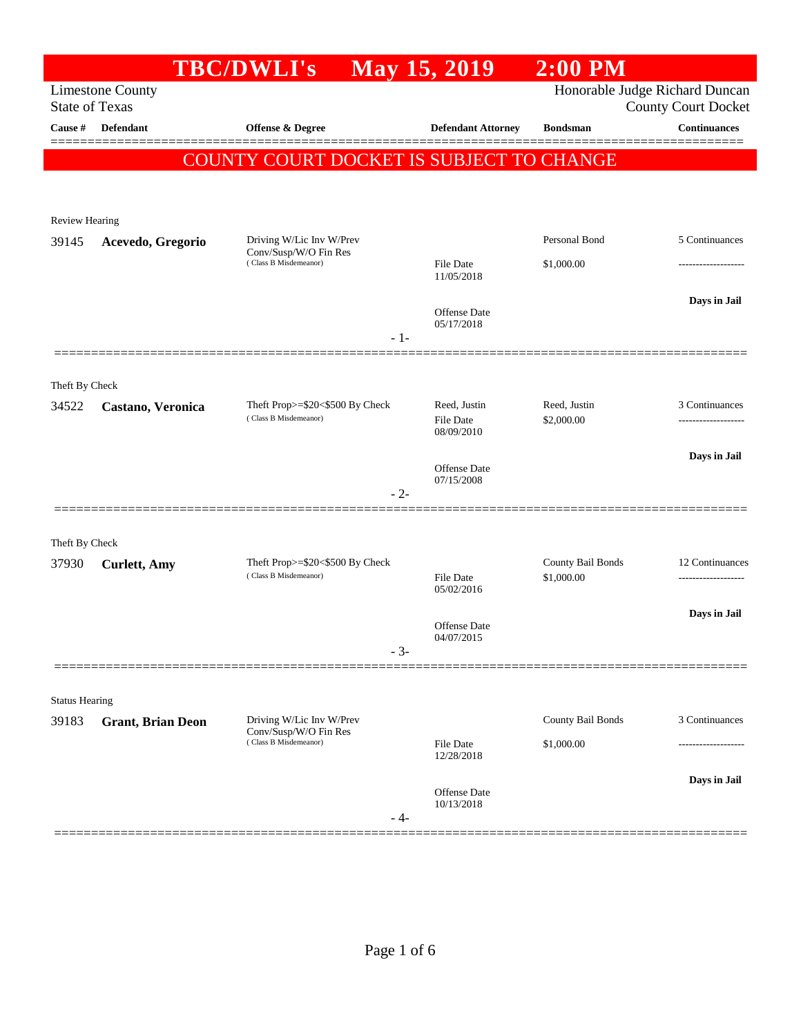# TBC/DWLI's May 15, 2019 2:00 PM

Limestone County
State of Texas

Honorable Judge Richard Duncan
County Court Docket

| Cause # | Defendant | Offense & Degree | Defendant Attorney | Bondsman | Continuances |
|---|---|---|---|---|---|

**COUNTY COURT DOCKET IS SUBJECT TO CHANGE**

---

Review Hearing

| Cause # | Defendant | Offense & Degree | Defendant Attorney | Bondsman | Continuances |
|---|---|---|---|---|---|
| 39145 | **Acevedo, Gregorio** | Driving W/Lic Inv W/Prev Conv/Susp/W/O Fin Res (Class B Misdemeanor) | File Date 11/05/2018 | Personal Bond $1,000.00 | 5 Continuances |
| | | | Offense Date 05/17/2018 | | Days in Jail |

- 1-

---

Theft By Check

| Cause # | Defendant | Offense & Degree | Defendant Attorney | Bondsman | Continuances |
|---|---|---|---|---|---|
| 34522 | **Castano, Veronica** | Theft Prop>=$20<$500 By Check (Class B Misdemeanor) | Reed, Justin File Date 08/09/2010 | Reed, Justin $2,000.00 | 3 Continuances |
| | | | Offense Date 07/15/2008 | | Days in Jail |

- 2-

---

Theft By Check

| Cause # | Defendant | Offense & Degree | Defendant Attorney | Bondsman | Continuances |
|---|---|---|---|---|---|
| 37930 | **Curlett, Amy** | Theft Prop>=$20<$500 By Check (Class B Misdemeanor) | File Date 05/02/2016 | County Bail Bonds $1,000.00 | 12 Continuances |
| | | | Offense Date 04/07/2015 | | Days in Jail |

- 3-

---

Status Hearing

| Cause # | Defendant | Offense & Degree | Defendant Attorney | Bondsman | Continuances |
|---|---|---|---|---|---|
| 39183 | **Grant, Brian Deon** | Driving W/Lic Inv W/Prev Conv/Susp/W/O Fin Res (Class B Misdemeanor) | File Date 12/28/2018 | County Bail Bonds $1,000.00 | 3 Continuances |
| | | | Offense Date 10/13/2018 | | Days in Jail |

- 4-

---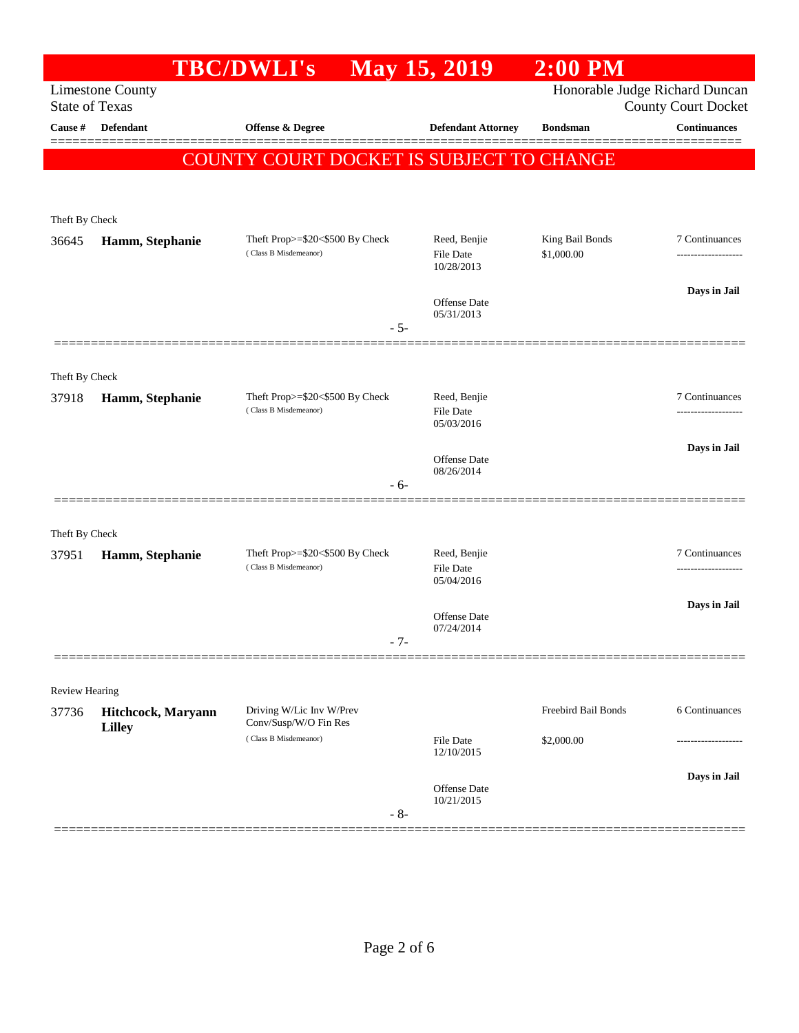# TBC/DWLI's May 15, 2019 2:00 PM

Limestone County
State of Texas

Honorable Judge Richard Duncan
County Court Docket

| Cause # | Defendant | Offense & Degree | Defendant Attorney | Bondsman | Continuances |
|---|---|---|---|---|---|

**COUNTY COURT DOCKET IS SUBJECT TO CHANGE**

Theft By Check

| Cause # | Defendant | Offense & Degree | Defendant Attorney | Bondsman | Continuances |
|---|---|---|---|---|---|
| 36645 | **Hamm, Stephanie** | Theft Prop>=$20<$500 By Check (Class B Misdemeanor) | Reed, Benjie<br>File Date 10/28/2013<br>Offense Date 05/31/2013 | King Bail Bonds<br>$1,000.00 | 7 Continuances<br>-------------------<br>**Days in Jail** |

- 5-

Theft By Check

| Cause # | Defendant | Offense & Degree | Defendant Attorney | Bondsman | Continuances |
|---|---|---|---|---|---|
| 37918 | **Hamm, Stephanie** | Theft Prop>=$20<$500 By Check (Class B Misdemeanor) | Reed, Benjie<br>File Date 05/03/2016<br>Offense Date 08/26/2014 | | 7 Continuances<br>-------------------<br>**Days in Jail** |

- 6-

Theft By Check

| Cause # | Defendant | Offense & Degree | Defendant Attorney | Bondsman | Continuances |
|---|---|---|---|---|---|
| 37951 | **Hamm, Stephanie** | Theft Prop>=$20<$500 By Check (Class B Misdemeanor) | Reed, Benjie<br>File Date 05/04/2016<br>Offense Date 07/24/2014 | | 7 Continuances<br>-------------------<br>**Days in Jail** |

- 7-

Review Hearing

| Cause # | Defendant | Offense & Degree | Defendant Attorney | Bondsman | Continuances |
|---|---|---|---|---|---|
| 37736 | **Hitchcock, Maryann Lilley** | Driving W/Lic Inv W/Prev Conv/Susp/W/O Fin Res (Class B Misdemeanor) | File Date 12/10/2015<br>Offense Date 10/21/2015 | Freebird Bail Bonds<br>$2,000.00 | 6 Continuances<br>-------------------<br>**Days in Jail** |

- 8-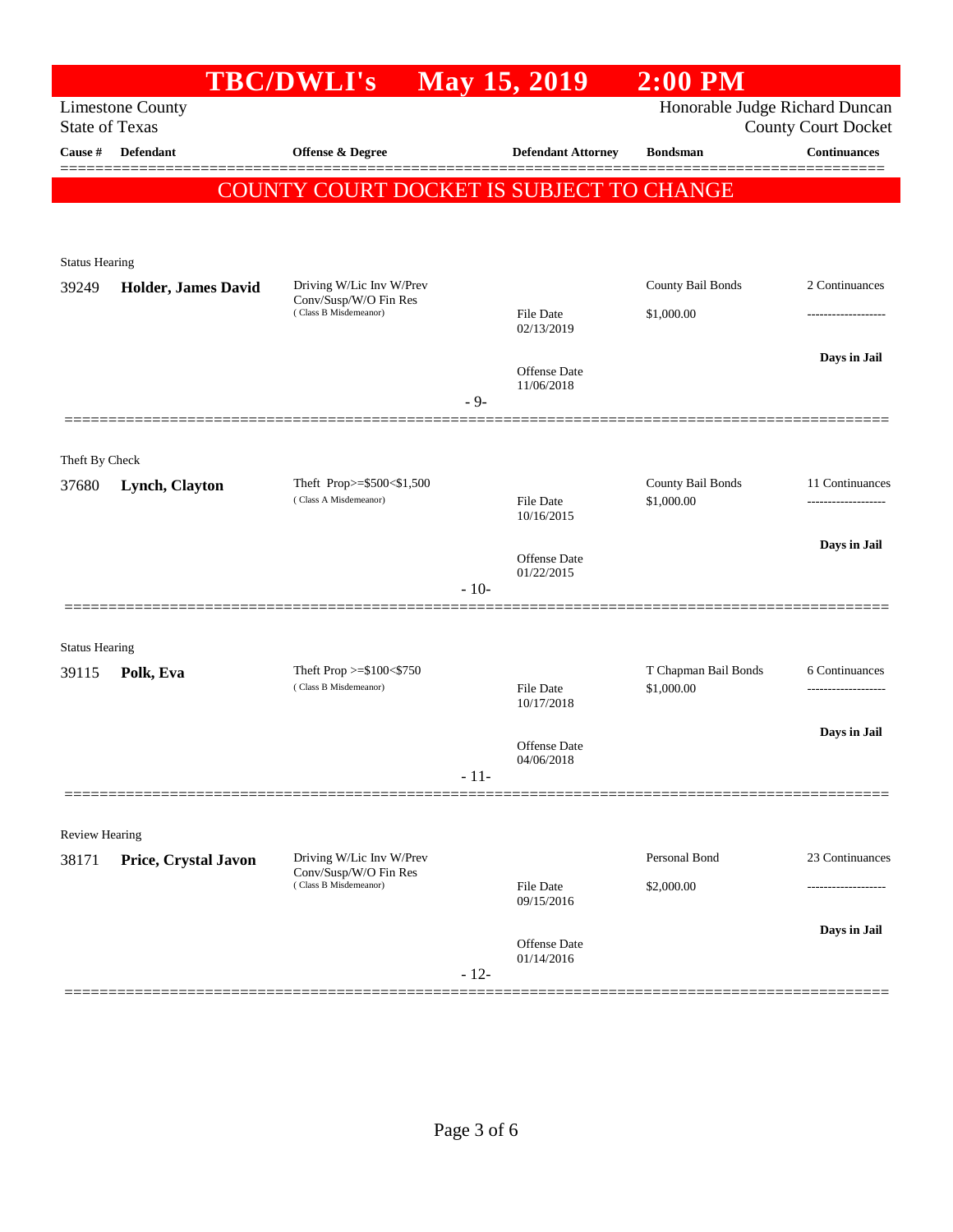# TBC/DWLI's May 15, 2019 2:00 PM

Limestone County
State of Texas

Honorable Judge Richard Duncan
County Court Docket

| Cause # | Defendant | Offense & Degree | Defendant Attorney | Bondsman | Continuances |
|---|---|---|---|---|---|

**COUNTY COURT DOCKET IS SUBJECT TO CHANGE**

---

Status Hearing

| Cause # | Defendant | Offense & Degree | Defendant Attorney | Bondsman | Continuances |
|---|---|---|---|---|---|
| 39249 | **Holder, James David** | Driving W/Lic Inv W/Prev Conv/Susp/W/O Fin Res (Class B Misdemeanor) | File Date 02/13/2019<br>Offense Date 11/06/2018 | County Bail Bonds<br>$1,000.00 | 2 Continuances<br>-------------------<br>**Days in Jail** |

- 9-

---

Theft By Check

| Cause # | Defendant | Offense & Degree | Defendant Attorney | Bondsman | Continuances |
|---|---|---|---|---|---|
| 37680 | **Lynch, Clayton** | Theft Prop>=$500<$1,500 (Class A Misdemeanor) | File Date 10/16/2015<br>Offense Date 01/22/2015 | County Bail Bonds<br>$1,000.00 | 11 Continuances<br>-------------------<br>**Days in Jail** |

- 10-

---

Status Hearing

| Cause # | Defendant | Offense & Degree | Defendant Attorney | Bondsman | Continuances |
|---|---|---|---|---|---|
| 39115 | **Polk, Eva** | Theft Prop >=$100<$750 (Class B Misdemeanor) | File Date 10/17/2018<br>Offense Date 04/06/2018 | T Chapman Bail Bonds<br>$1,000.00 | 6 Continuances<br>-------------------<br>**Days in Jail** |

- 11-

---

Review Hearing

| Cause # | Defendant | Offense & Degree | Defendant Attorney | Bondsman | Continuances |
|---|---|---|---|---|---|
| 38171 | **Price, Crystal Javon** | Driving W/Lic Inv W/Prev Conv/Susp/W/O Fin Res (Class B Misdemeanor) | File Date 09/15/2016<br>Offense Date 01/14/2016 | Personal Bond<br>$2,000.00 | 23 Continuances<br>-------------------<br>**Days in Jail** |

- 12-

---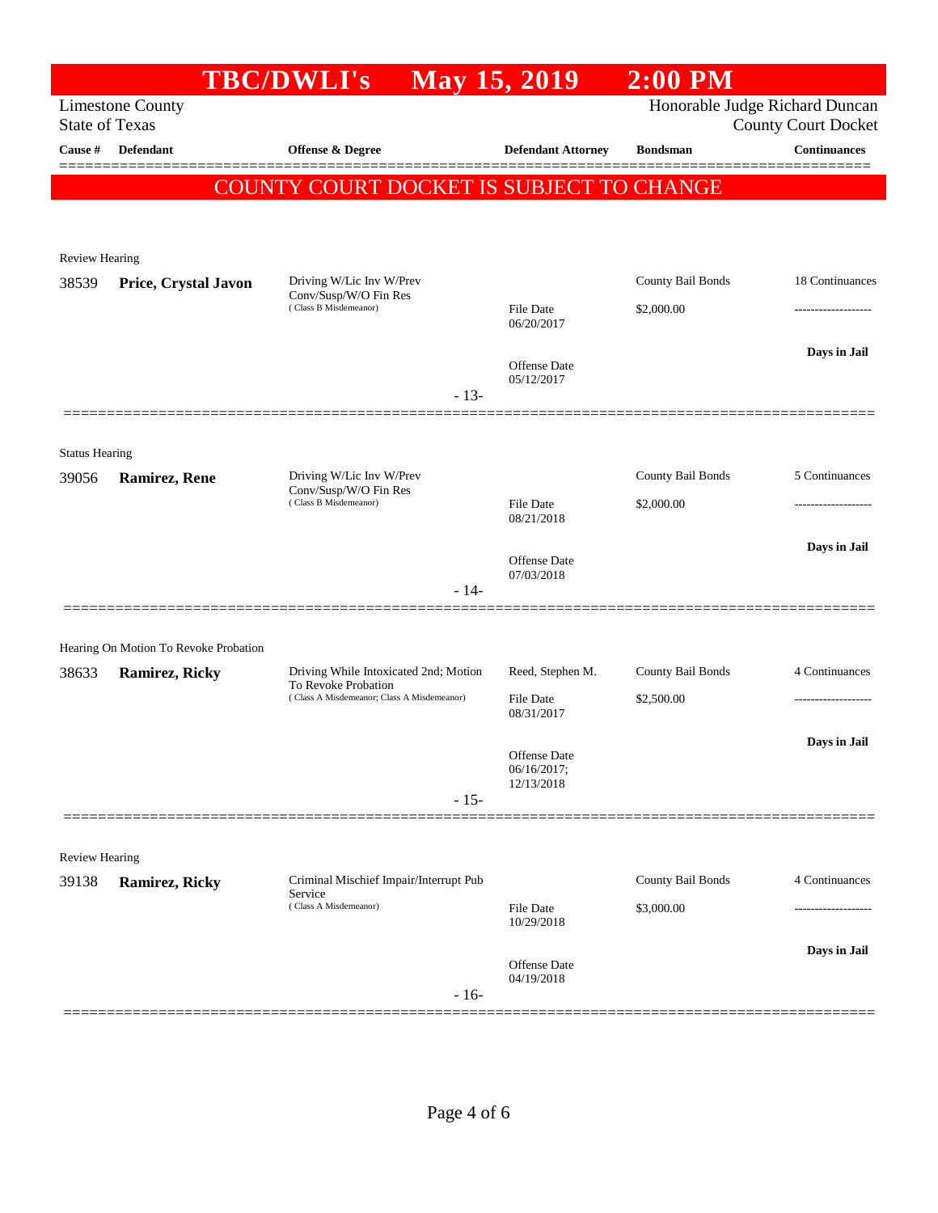# TBC/DWLI's May 15, 2019 2:00 PM

Limestone County
State of Texas

Honorable Judge Richard Duncan
County Court Docket

| Cause # | Defendant | Offense & Degree | Defendant Attorney | Bondsman | Continuances |
|---|---|---|---|---|---|

## COUNTY COURT DOCKET IS SUBJECT TO CHANGE

Review Hearing

| Cause # | Defendant | Offense & Degree | Defendant Attorney | Bondsman | Continuances |
|---|---|---|---|---|---|
| 38539 | **Price, Crystal Javon** | Driving W/Lic Inv W/Prev Conv/Susp/W/O Fin Res (Class B Misdemeanor) | File Date 06/20/2017; Offense Date 05/12/2017 | County Bail Bonds $2,000.00 | 18 Continuances; **Days in Jail** |

- 13-

Status Hearing

| Cause # | Defendant | Offense & Degree | Defendant Attorney | Bondsman | Continuances |
|---|---|---|---|---|---|
| 39056 | **Ramirez, Rene** | Driving W/Lic Inv W/Prev Conv/Susp/W/O Fin Res (Class B Misdemeanor) | File Date 08/21/2018; Offense Date 07/03/2018 | County Bail Bonds $2,000.00 | 5 Continuances; **Days in Jail** |

- 14-

Hearing On Motion To Revoke Probation

| Cause # | Defendant | Offense & Degree | Defendant Attorney | Bondsman | Continuances |
|---|---|---|---|---|---|
| 38633 | **Ramirez, Ricky** | Driving While Intoxicated 2nd; Motion To Revoke Probation (Class A Misdemeanor; Class A Misdemeanor) | Reed, Stephen M.; File Date 08/31/2017; Offense Date 06/16/2017; 12/13/2018 | County Bail Bonds $2,500.00 | 4 Continuances; **Days in Jail** |

- 15-

Review Hearing

| Cause # | Defendant | Offense & Degree | Defendant Attorney | Bondsman | Continuances |
|---|---|---|---|---|---|
| 39138 | **Ramirez, Ricky** | Criminal Mischief Impair/Interrupt Pub Service (Class A Misdemeanor) | File Date 10/29/2018; Offense Date 04/19/2018 | County Bail Bonds $3,000.00 | 4 Continuances; **Days in Jail** |

- 16-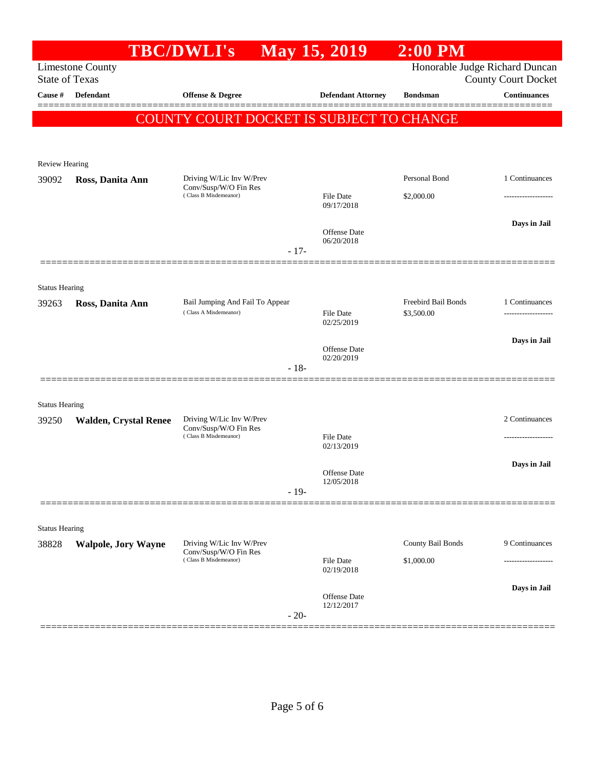# TBC/DWLI's May 15, 2019 2:00 PM

Limestone County
State of Texas

Honorable Judge Richard Duncan
County Court Docket

| Cause # | Defendant | Offense & Degree | Defendant Attorney | Bondsman | Continuances |
|---|---|---|---|---|---|

**COUNTY COURT DOCKET IS SUBJECT TO CHANGE**

Review Hearing

| Cause # | Defendant | Offense & Degree | Defendant Attorney | Bondsman | Continuances |
|---|---|---|---|---|---|
| 39092 | **Ross, Danita Ann** | Driving W/Lic Inv W/Prev Conv/Susp/W/O Fin Res (Class B Misdemeanor) | File Date 09/17/2018<br>Offense Date 06/20/2018 | Personal Bond<br>$2,000.00 | 1 Continuances<br>**Days in Jail** |

- 17-

Status Hearing

| Cause # | Defendant | Offense & Degree | Defendant Attorney | Bondsman | Continuances |
|---|---|---|---|---|---|
| 39263 | **Ross, Danita Ann** | Bail Jumping And Fail To Appear (Class A Misdemeanor) | File Date 02/25/2019<br>Offense Date 02/20/2019 | Freebird Bail Bonds<br>$3,500.00 | 1 Continuances<br>**Days in Jail** |

- 18-

Status Hearing

| Cause # | Defendant | Offense & Degree | Defendant Attorney | Bondsman | Continuances |
|---|---|---|---|---|---|
| 39250 | **Walden, Crystal Renee** | Driving W/Lic Inv W/Prev Conv/Susp/W/O Fin Res (Class B Misdemeanor) | File Date 02/13/2019<br>Offense Date 12/05/2018 | | 2 Continuances<br>**Days in Jail** |

- 19-

Status Hearing

| Cause # | Defendant | Offense & Degree | Defendant Attorney | Bondsman | Continuances |
|---|---|---|---|---|---|
| 38828 | **Walpole, Jory Wayne** | Driving W/Lic Inv W/Prev Conv/Susp/W/O Fin Res (Class B Misdemeanor) | File Date 02/19/2018<br>Offense Date 12/12/2017 | County Bail Bonds<br>$1,000.00 | 9 Continuances<br>**Days in Jail** |

- 20-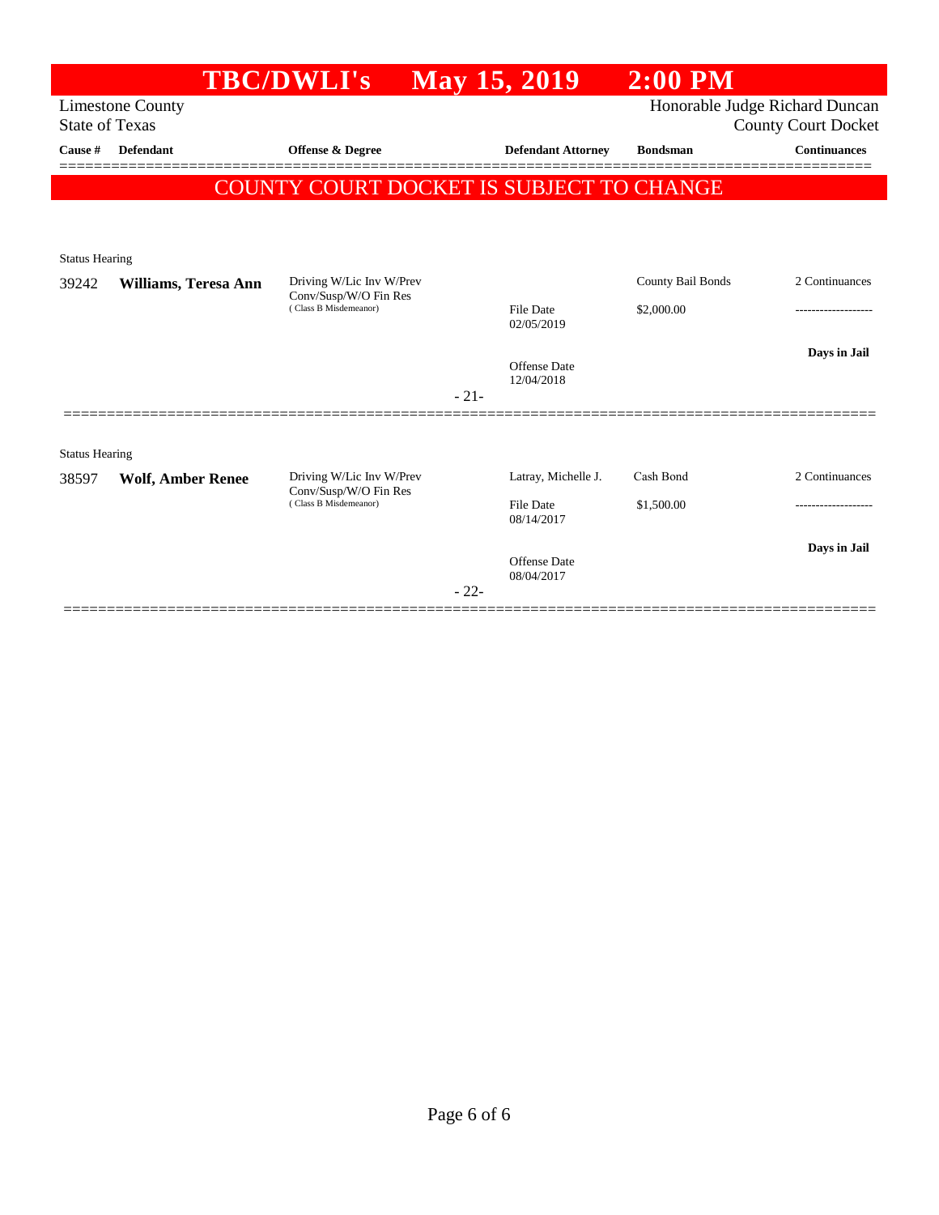# TBC/DWLI's May 15, 2019 2:00 PM

Limestone County
State of Texas

Honorable Judge Richard Duncan
County Court Docket

| Cause # | Defendant | Offense & Degree | Defendant Attorney | Bondsman | Continuances |
|---|---|---|---|---|---|

## COUNTY COURT DOCKET IS SUBJECT TO CHANGE

Status Hearing

| Cause # | Defendant | Offense & Degree | Defendant Attorney | Bondsman | Continuances |
|---|---|---|---|---|---|
| 39242 | **Williams, Teresa Ann** | Driving W/Lic Inv W/Prev Conv/Susp/W/O Fin Res (Class B Misdemeanor) | | County Bail Bonds | 2 Continuances |
| | | | File Date 02/05/2019 | $2,000.00 | ------------------- |
| | | | Offense Date 12/04/2018 | | **Days in Jail** |

- 21-

Status Hearing

| Cause # | Defendant | Offense & Degree | Defendant Attorney | Bondsman | Continuances |
|---|---|---|---|---|---|
| 38597 | **Wolf, Amber Renee** | Driving W/Lic Inv W/Prev Conv/Susp/W/O Fin Res (Class B Misdemeanor) | Latray, Michelle J. | Cash Bond | 2 Continuances |
| | | | File Date 08/14/2017 | $1,500.00 | ------------------- |
| | | | Offense Date 08/04/2017 | | **Days in Jail** |

- 22-